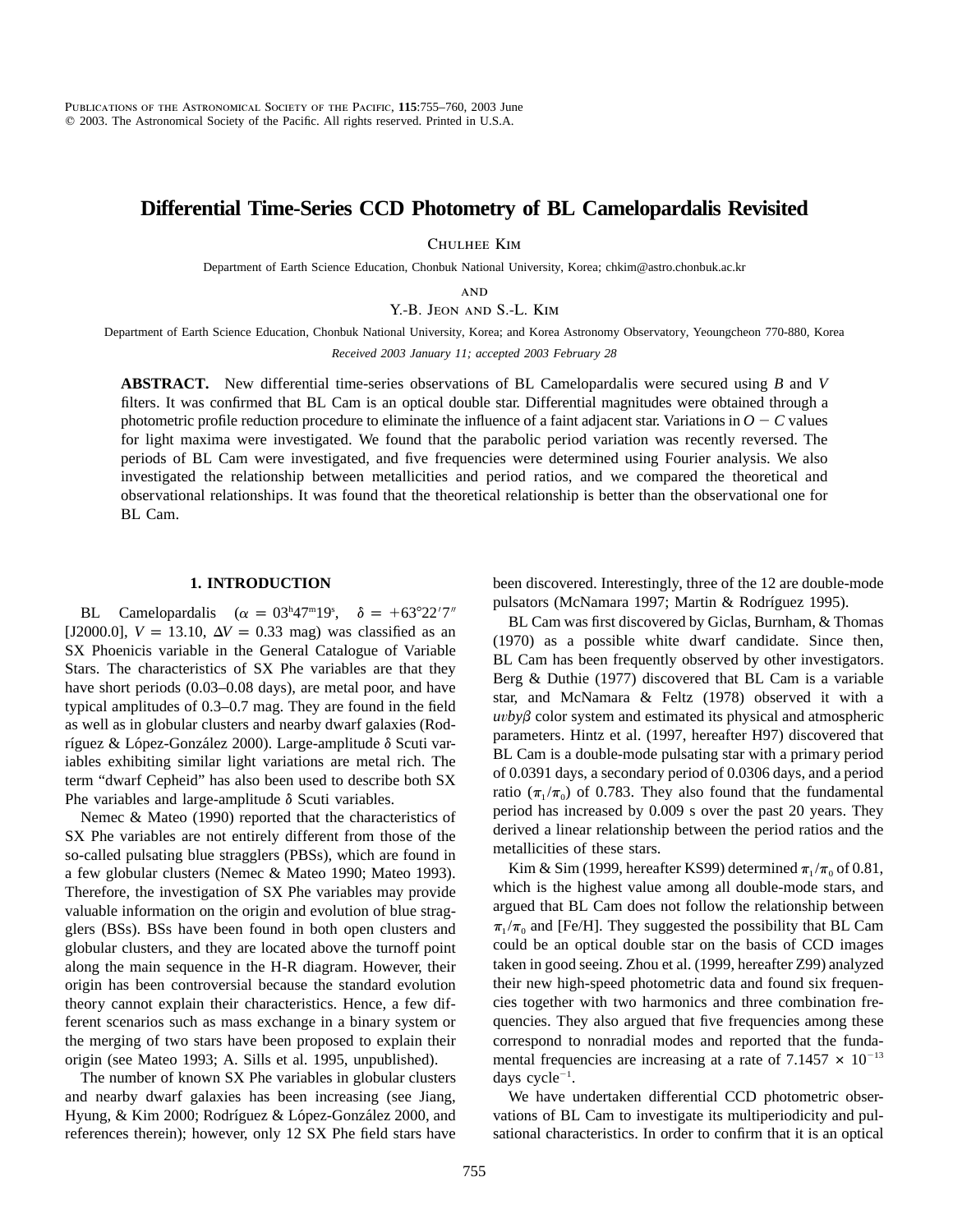# Differential Time-Series CCD Photometry of BL Camelopardalis Revisited

Chulhee Kim

Department of Earth Science Education, Chonbuk National University, Korea; chkim@astro.chonbuk.ac.kr

and

Y.-B. Jeon and S.-L. Kim

Department of Earth Science Education, Chonbuk National University, Korea; and Korea Astronomy Observatory, Yeoungcheon 770-880, Korea

*Received 2003 January 11; accepted 2003 February 28*

**ABSTRACT.** New differential time-series observations of BL Camelopardalis were secured using $B$ and $V$ filters. It was confirmed that BL Cam is an optical double star. Differential magnitudes were obtained through a photometric profile reduction procedure to eliminate the influence of a faint adjacent star. Variations in $O - C$ values for light maxima were investigated. We found that the parabolic period variation was recently reversed. The periods of BL Cam were investigated, and five frequencies were determined using Fourier analysis. We also investigated the relationship between metallicities and period ratios, and we compared the theoretical and observational relationships. It was found that the theoretical relationship is better than the observational one for BL Cam.

## 1. INTRODUCTION

BL Camelopardalis ($\alpha = 03^{h}47^{m}19^{s}$, $\delta = +63°22'7''$ [J2000.0], $V = 13.10$, $\Delta V = 0.33$ mag) was classified as an SX Phoenicis variable in the General Catalogue of Variable Stars. The characteristics of SX Phe variables are that they have short periods (0.03–0.08 days), are metal poor, and have typical amplitudes of 0.3–0.7 mag. They are found in the field as well as in globular clusters and nearby dwarf galaxies (Rodríguez & López-González 2000). Large-amplitude $\delta$ Scuti variables exhibiting similar light variations are metal rich. The term "dwarf Cepheid" has also been used to describe both SX Phe variables and large-amplitude $\delta$ Scuti variables.

Nemec & Mateo (1990) reported that the characteristics of SX Phe variables are not entirely different from those of the so-called pulsating blue stragglers (PBSs), which are found in a few globular clusters (Nemec & Mateo 1990; Mateo 1993). Therefore, the investigation of SX Phe variables may provide valuable information on the origin and evolution of blue stragglers (BSs). BSs have been found in both open clusters and globular clusters, and they are located above the turnoff point along the main sequence in the H-R diagram. However, their origin has been controversial because the standard evolution theory cannot explain their characteristics. Hence, a few different scenarios such as mass exchange in a binary system or the merging of two stars have been proposed to explain their origin (see Mateo 1993; A. Sills et al. 1995, unpublished).

The number of known SX Phe variables in globular clusters and nearby dwarf galaxies has been increasing (see Jiang, Hyung, & Kim 2000; Rodríguez & López-González 2000, and references therein); however, only 12 SX Phe field stars have been discovered. Interestingly, three of the 12 are double-mode pulsators (McNamara 1997; Martin & Rodríguez 1995).

BL Cam was first discovered by Giclas, Burnham, & Thomas (1970) as a possible white dwarf candidate. Since then, BL Cam has been frequently observed by other investigators. Berg & Duthie (1977) discovered that BL Cam is a variable star, and McNamara & Feltz (1978) observed it with a $uvby\beta$ color system and estimated its physical and atmospheric parameters. Hintz et al. (1997, hereafter H97) discovered that BL Cam is a double-mode pulsating star with a primary period of 0.0391 days, a secondary period of 0.0306 days, and a period ratio ($\pi_1/\pi_0$) of 0.783. They also found that the fundamental period has increased by 0.009 s over the past 20 years. They derived a linear relationship between the period ratios and the metallicities of these stars.

Kim & Sim (1999, hereafter KS99) determined $\pi_1/\pi_0$ of 0.81, which is the highest value among all double-mode stars, and argued that BL Cam does not follow the relationship between $\pi_1/\pi_0$ and [Fe/H]. They suggested the possibility that BL Cam could be an optical double star on the basis of CCD images taken in good seeing. Zhou et al. (1999, hereafter Z99) analyzed their new high-speed photometric data and found six frequencies together with two harmonics and three combination frequencies. They also argued that five frequencies among these correspond to nonradial modes and reported that the fundamental frequencies are increasing at a rate of $7.1457 \times 10^{-13}$ days cycle$^{-1}$.

We have undertaken differential CCD photometric observations of BL Cam to investigate its multiperiodicity and pulsational characteristics. In order to confirm that it is an optical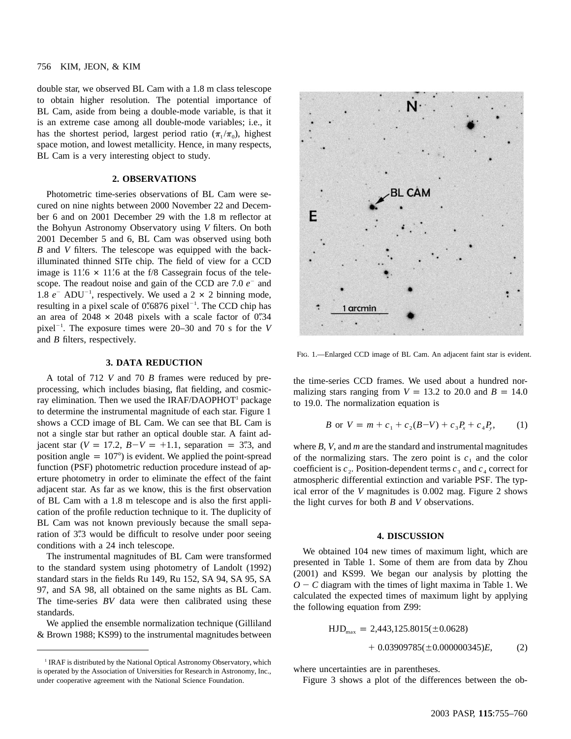double star, we observed BL Cam with a 1.8 m class telescope to obtain higher resolution. The potential importance of BL Cam, aside from being a double-mode variable, is that it is an extreme case among all double-mode variables; i.e., it has the shortest period, largest period ratio ($\pi_1/\pi_0$), highest space motion, and lowest metallicity. Hence, in many respects, BL Cam is a very interesting object to study.

## 2. OBSERVATIONS

Photometric time-series observations of BL Cam were secured on nine nights between 2000 November 22 and December 6 and on 2001 December 29 with the 1.8 m reflector at the Bohyun Astronomy Observatory using *V* filters. On both 2001 December 5 and 6, BL Cam was observed using both *B* and *V* filters. The telescope was equipped with the back-illuminated thinned SITe chip. The field of view for a CCD image is 11.′6 × 11.′6 at the f/8 Cassegrain focus of the telescope. The readout noise and gain of the CCD are 7.0 $e^-$ and 1.8 $e^-$ ADU$^{-1}$, respectively. We used a 2 × 2 binning mode, resulting in a pixel scale of 0.″6876 pixel$^{-1}$. The CCD chip has an area of 2048 × 2048 pixels with a scale factor of 0.″34 pixel$^{-1}$. The exposure times were 20–30 and 70 s for the *V* and *B* filters, respectively.

## 3. DATA REDUCTION

A total of 712 *V* and 70 *B* frames were reduced by preprocessing, which includes biasing, flat fielding, and cosmic-ray elimination. Then we used the IRAF/DAOPHOT[1] package to determine the instrumental magnitude of each star. Figure 1 shows a CCD image of BL Cam. We can see that BL Cam is not a single star but rather an optical double star. A faint adjacent star ($V = 17.2$, $B-V = +1.1$, separation = 3.″3, and position angle = 107°) is evident. We applied the point-spread function (PSF) photometric reduction procedure instead of aperture photometry in order to eliminate the effect of the faint adjacent star. As far as we know, this is the first observation of BL Cam with a 1.8 m telescope and is also the first application of the profile reduction technique to it. The duplicity of BL Cam was not known previously because the small separation of 3.″3 would be difficult to resolve under poor seeing conditions with a 24 inch telescope.

The instrumental magnitudes of BL Cam were transformed to the standard system using photometry of Landolt (1992) standard stars in the fields Ru 149, Ru 152, SA 94, SA 95, SA 97, and SA 98, all obtained on the same nights as BL Cam. The time-series *BV* data were then calibrated using these standards.

We applied the ensemble normalization technique (Gilliland & Brown 1988; KS99) to the instrumental magnitudes between the time-series CCD frames. We used about a hundred normalizing stars ranging from $V = 13.2$ to 20.0 and $B = 14.0$ to 19.0. The normalization equation is

$$B \text{ or } V = m + c_1 + c_2(B-V) + c_3P_x + c_4P_y, \qquad (1)$$

where *B*, *V*, and *m* are the standard and instrumental magnitudes of the normalizing stars. The zero point is $c_1$ and the color coefficient is $c_2$. Position-dependent terms $c_3$ and $c_4$ correct for atmospheric differential extinction and variable PSF. The typical error of the *V* magnitudes is 0.002 mag. Figure 2 shows the light curves for both *B* and *V* observations.

Fig. 1.—Enlarged CCD image of BL Cam. An adjacent faint star is evident.

## 4. DISCUSSION

We obtained 104 new times of maximum light, which are presented in Table 1. Some of them are from data by Zhou (2001) and KS99. We began our analysis by plotting the $O-C$ diagram with the times of light maxima in Table 1. We calculated the expected times of maximum light by applying the following equation from Z99:

$$\text{HJD}_{\max} = 2{,}443{,}125.8015(\pm 0.0628) + 0.03909785(\pm 0.000000345)E, \qquad (2)$$

where uncertainties are in parentheses.

Figure 3 shows a plot of the differences between the ob-

[1] IRAF is distributed by the National Optical Astronomy Observatory, which is operated by the Association of Universities for Research in Astronomy, Inc., under cooperative agreement with the National Science Foundation.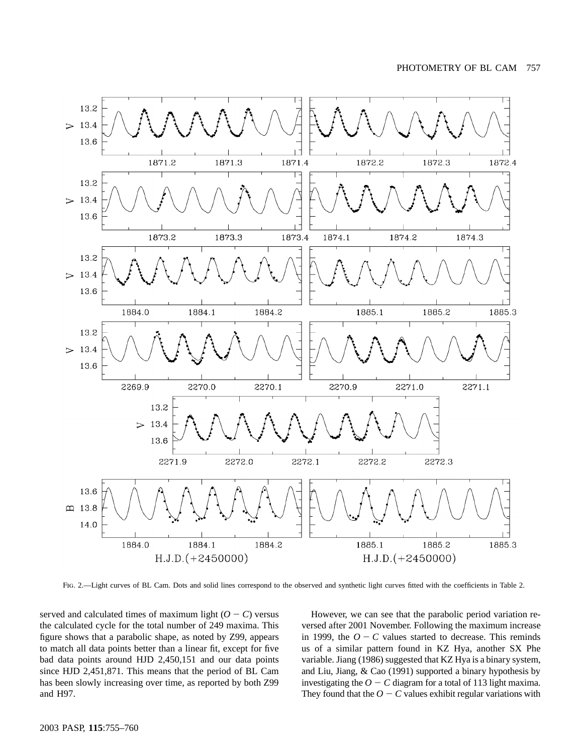FIG. 2.—Light curves of BL Cam. Dots and solid lines correspond to the observed and synthetic light curves fitted with the coefficients in Table 2.

served and calculated times of maximum light ($O - C$) versus the calculated cycle for the total number of 249 maxima. This figure shows that a parabolic shape, as noted by Z99, appears to match all data points better than a linear fit, except for five bad data points around HJD 2,450,151 and our data points since HJD 2,451,871. This means that the period of BL Cam has been slowly increasing over time, as reported by both Z99 and H97.

However, we can see that the parabolic period variation reversed after 2001 November. Following the maximum increase in 1999, the $O - C$ values started to decrease. This reminds us of a similar pattern found in KZ Hya, another SX Phe variable. Jiang (1986) suggested that KZ Hya is a binary system, and Liu, Jiang, & Cao (1991) supported a binary hypothesis by investigating the $O - C$ diagram for a total of 113 light maxima. They found that the $O - C$ values exhibit regular variations with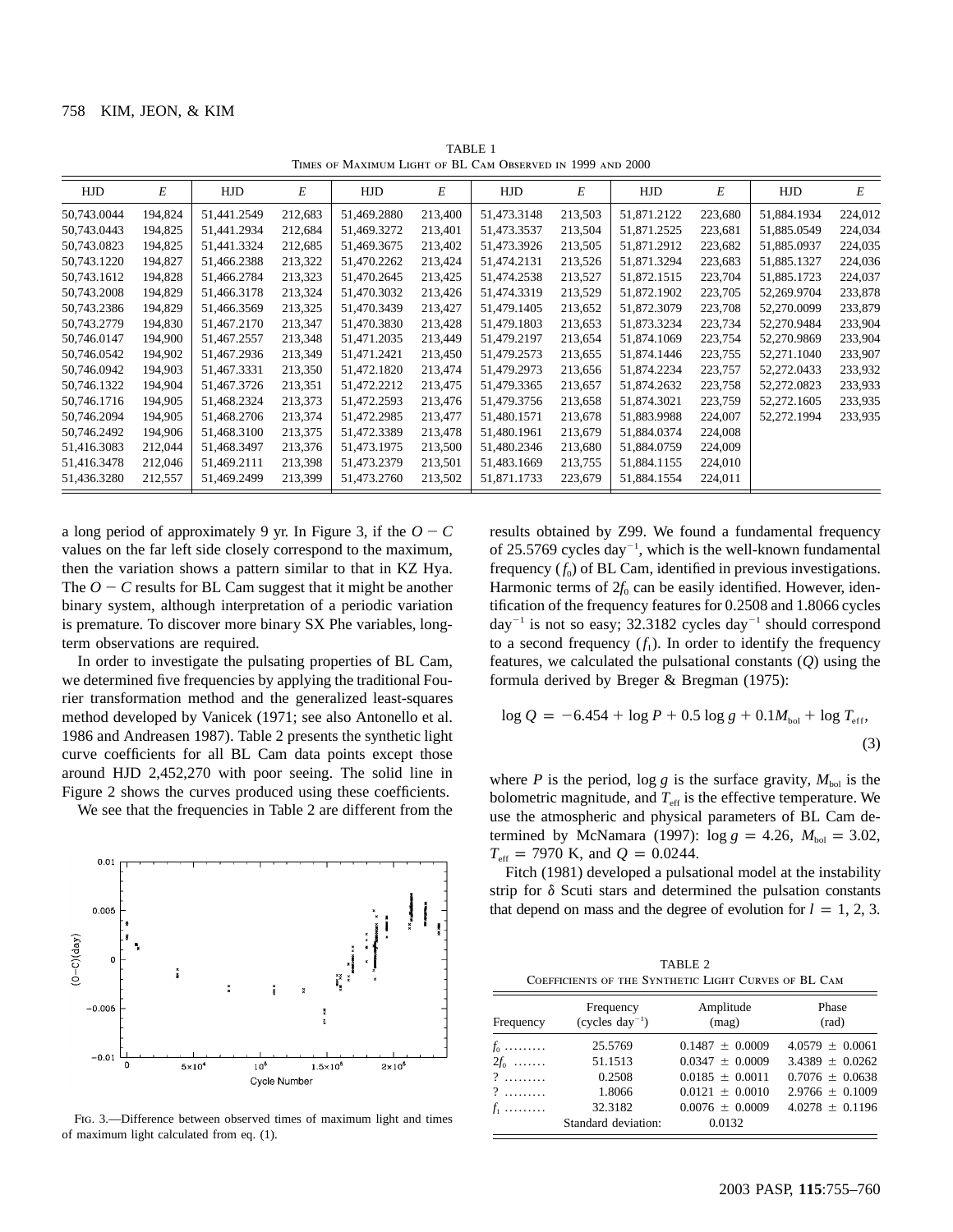TABLE 1
Times of Maximum Light of BL Cam Observed in 1999 and 2000

| HJD | $E$ | HJD | $E$ | HJD | $E$ | HJD | $E$ | HJD | $E$ | HJD | $E$ |
|---|---|---|---|---|---|---|---|---|---|---|---|
| 50,743.0044 | 194,824 | 51,441.2549 | 212,683 | 51,469.2880 | 213,400 | 51,473.3148 | 213,503 | 51,871.2122 | 223,680 | 51,884.1934 | 224,012 |
| 50,743.0443 | 194,825 | 51,441.2934 | 212,684 | 51,469.3272 | 213,401 | 51,473.3537 | 213,504 | 51,871.2525 | 223,681 | 51,885.0549 | 224,034 |
| 50,743.0823 | 194,825 | 51,441.3324 | 212,685 | 51,469.3675 | 213,402 | 51,473.3926 | 213,505 | 51,871.2912 | 223,682 | 51,885.0937 | 224,035 |
| 50,743.1220 | 194,827 | 51,466.2388 | 213,322 | 51,470.2262 | 213,424 | 51,474.2131 | 213,526 | 51,871.3294 | 223,683 | 51,885.1327 | 224,036 |
| 50,743.1612 | 194,828 | 51,466.2784 | 213,323 | 51,470.2645 | 213,425 | 51,474.2538 | 213,527 | 51,872.1515 | 223,704 | 51,885.1723 | 224,037 |
| 50,743.2008 | 194,829 | 51,466.3178 | 213,324 | 51,470.3032 | 213,426 | 51,474.3319 | 213,529 | 51,872.1902 | 223,705 | 52,269.9704 | 233,878 |
| 50,743.2386 | 194,829 | 51,466.3569 | 213,325 | 51,470.3439 | 213,427 | 51,479.1405 | 213,652 | 51,872.3079 | 223,708 | 52,270.0099 | 233,879 |
| 50,743.2779 | 194,830 | 51,467.2170 | 213,347 | 51,470.3830 | 213,428 | 51,479.1803 | 213,653 | 51,873.3234 | 223,734 | 52,270.9484 | 233,904 |
| 50,746.0147 | 194,900 | 51,467.2557 | 213,348 | 51,471.2035 | 213,449 | 51,479.2197 | 213,654 | 51,874.1069 | 223,754 | 52,270.9869 | 233,904 |
| 50,746.0542 | 194,902 | 51,467.2936 | 213,349 | 51,471.2421 | 213,450 | 51,479.2573 | 213,655 | 51,874.1446 | 223,755 | 52,271.1040 | 233,907 |
| 50,746.0942 | 194,903 | 51,467.3331 | 213,350 | 51,472.1820 | 213,474 | 51,479.2973 | 213,656 | 51,874.2234 | 223,757 | 52,272.0433 | 233,932 |
| 50,746.1322 | 194,904 | 51,467.3726 | 213,351 | 51,472.2212 | 213,475 | 51,479.3365 | 213,657 | 51,874.2632 | 223,758 | 52,272.0823 | 233,933 |
| 50,746.1716 | 194,905 | 51,468.2324 | 213,373 | 51,472.2593 | 213,476 | 51,479.3756 | 213,658 | 51,874.3021 | 223,759 | 52,272.1605 | 233,935 |
| 50,746.2094 | 194,905 | 51,468.2706 | 213,374 | 51,472.2985 | 213,477 | 51,480.1571 | 213,678 | 51,883.9988 | 224,007 | 52,272.1994 | 233,935 |
| 50,746.2492 | 194,906 | 51,468.3100 | 213,375 | 51,472.3389 | 213,478 | 51,480.1961 | 213,679 | 51,884.0374 | 224,008 | | |
| 51,416.3083 | 212,044 | 51,468.3497 | 213,376 | 51,473.1975 | 213,500 | 51,480.2346 | 213,680 | 51,884.0759 | 224,009 | | |
| 51,416.3478 | 212,046 | 51,469.2111 | 213,398 | 51,473.2379 | 213,501 | 51,483.1669 | 213,755 | 51,884.1155 | 224,010 | | |
| 51,436.3280 | 212,557 | 51,469.2499 | 213,399 | 51,473.2760 | 213,502 | 51,871.1733 | 223,679 | 51,884.1554 | 224,011 | | |

a long period of approximately 9 yr. In Figure 3, if the $O - C$ values on the far left side closely correspond to the maximum, then the variation shows a pattern similar to that in KZ Hya. The $O - C$ results for BL Cam suggest that it might be another binary system, although interpretation of a periodic variation is premature. To discover more binary SX Phe variables, long-term observations are required.

In order to investigate the pulsating properties of BL Cam, we determined five frequencies by applying the traditional Fourier transformation method and the generalized least-squares method developed by Vanicek (1971; see also Antonello et al. 1986 and Andreasen 1987). Table 2 presents the synthetic light curve coefficients for all BL Cam data points except those around HJD 2,452,270 with poor seeing. The solid line in Figure 2 shows the curves produced using these coefficients.

We see that the frequencies in Table 2 are different from the results obtained by Z99. We found a fundamental frequency of 25.5769 cycles day$^{-1}$, which is the well-known fundamental frequency ($f_0$) of BL Cam, identified in previous investigations. Harmonic terms of $2f_0$ can be easily identified. However, identification of the frequency features for 0.2508 and 1.8066 cycles day$^{-1}$ is not so easy; 32.3182 cycles day$^{-1}$ should correspond to a second frequency ($f_1$). In order to identify the frequency features, we calculated the pulsational constants ($Q$) using the formula derived by Breger & Bregman (1975):

$$\log Q = -6.454 + \log P + 0.5 \log g + 0.1 M_{\rm bol} + \log T_{\rm eff}, \tag{3}$$

where $P$ is the period, $\log g$ is the surface gravity, $M_{\rm bol}$ is the bolometric magnitude, and $T_{\rm eff}$ is the effective temperature. We use the atmospheric and physical parameters of BL Cam determined by McNamara (1997): $\log g = 4.26$, $M_{\rm bol} = 3.02$, $T_{\rm eff} = 7970$ K, and $Q = 0.0244$.

Fitch (1981) developed a pulsational model at the instability strip for δ Scuti stars and determined the pulsation constants that depend on mass and the degree of evolution for $l = 1, 2, 3$.

Fig. 3.—Difference between observed times of maximum light and times of maximum light calculated from eq. (1).

TABLE 2
Coefficients of the Synthetic Light Curves of BL Cam

| Frequency | Frequency (cycles day$^{-1}$) | Amplitude (mag) | Phase (rad) |
|---|---|---|---|
| $f_0$ ......... | 25.5769 | 0.1487 ± 0.0009 | 4.0579 ± 0.0061 |
| $2f_0$ ....... | 51.1513 | 0.0347 ± 0.0009 | 3.4389 ± 0.0262 |
| ? ......... | 0.2508 | 0.0185 ± 0.0011 | 0.7076 ± 0.0638 |
| ? ......... | 1.8066 | 0.0121 ± 0.0010 | 2.9766 ± 0.1009 |
| $f_1$ ......... | 32.3182 | 0.0076 ± 0.0009 | 4.0278 ± 0.1196 |
| | Standard deviation: | 0.0132 | |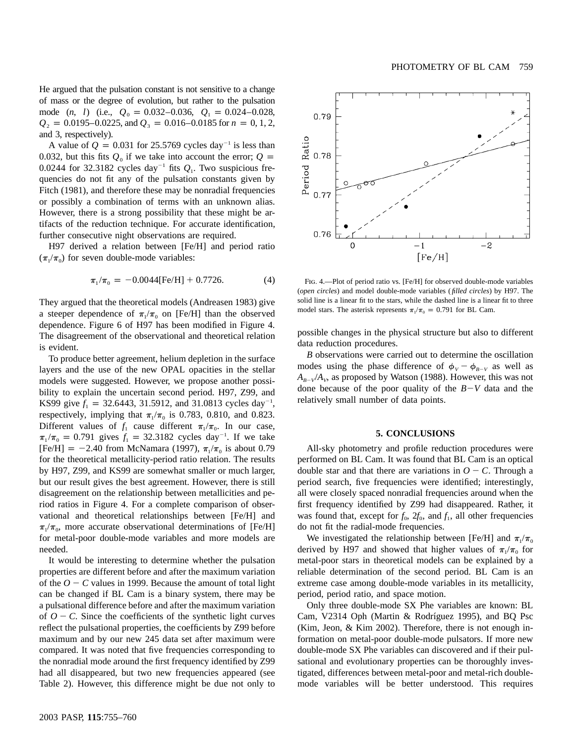He argued that the pulsation constant is not sensitive to a change of mass or the degree of evolution, but rather to the pulsation mode ($n$, $l$) (i.e., $Q_0 = 0.032$–$0.036$, $Q_1 = 0.024$–$0.028$, $Q_2 = 0.0195$–$0.0225$, and $Q_3 = 0.016$–$0.0185$ for $n = 0, 1, 2,$ and 3, respectively).

A value of $Q = 0.031$ for 25.5769 cycles day$^{-1}$ is less than 0.032, but this fits $Q_0$ if we take into account the error; $Q = 0.0244$ for 32.3182 cycles day$^{-1}$ fits $Q_1$. Two suspicious frequencies do not fit any of the pulsation constants given by Fitch (1981), and therefore these may be nonradial frequencies or possibly a combination of terms with an unknown alias. However, there is a strong possibility that these might be artifacts of the reduction technique. For accurate identification, further consecutive night observations are required.

H97 derived a relation between [Fe/H] and period ratio ($\pi_1/\pi_0$) for seven double-mode variables:

$$\pi_1/\pi_0 = -0.0044[\text{Fe/H}] + 0.7726. \tag{4}$$

They argued that the theoretical models (Andreasen 1983) give a steeper dependence of $\pi_1/\pi_0$ on [Fe/H] than the observed dependence. Figure 6 of H97 has been modified in Figure 4. The disagreement of the observational and theoretical relation is evident.

To produce better agreement, helium depletion in the surface layers and the use of the new OPAL opacities in the stellar models were suggested. However, we propose another possibility to explain the uncertain second period. H97, Z99, and KS99 give $f_1 = 32.6443$, 31.5912, and 31.0813 cycles day$^{-1}$, respectively, implying that $\pi_1/\pi_0$ is 0.783, 0.810, and 0.823. Different values of $f_1$ cause different $\pi_1/\pi_0$. In our case, $\pi_1/\pi_0 = 0.791$ gives $f_1 = 32.3182$ cycles day$^{-1}$. If we take $[\text{Fe/H}] = -2.40$ from McNamara (1997), $\pi_1/\pi_0$ is about 0.79 for the theoretical metallicity-period ratio relation. The results by H97, Z99, and KS99 are somewhat smaller or much larger, but our result gives the best agreement. However, there is still disagreement on the relationship between metallicities and period ratios in Figure 4. For a complete comparison of observational and theoretical relationships between [Fe/H] and $\pi_1/\pi_0$, more accurate observational determinations of [Fe/H] for metal-poor double-mode variables and more models are needed.

It would be interesting to determine whether the pulsation properties are different before and after the maximum variation of the $O - C$ values in 1999. Because the amount of total light can be changed if BL Cam is a binary system, there may be a pulsational difference before and after the maximum variation of $O - C$. Since the coefficients of the synthetic light curves reflect the pulsational properties, the coefficients by Z99 before maximum and by our new 245 data set after maximum were compared. It was noted that five frequencies corresponding to the nonradial mode around the first frequency identified by Z99 had all disappeared, but two new frequencies appeared (see Table 2). However, this difference might be due not only to possible changes in the physical structure but also to different data reduction procedures.

Fig. 4.—Plot of period ratio vs. [Fe/H] for observed double-mode variables (*open circles*) and model double-mode variables (*filled circles*) by H97. The solid line is a linear fit to the stars, while the dashed line is a linear fit to three model stars. The asterisk represents $\pi_1/\pi_0 = 0.791$ for BL Cam.

*B* observations were carried out to determine the oscillation modes using the phase difference of $\phi_V - \phi_{B-V}$ as well as $A_{B-V}/A_V$, as proposed by Watson (1988). However, this was not done because of the poor quality of the $B-V$ data and the relatively small number of data points.

## 5. CONCLUSIONS

All-sky photometry and profile reduction procedures were performed on BL Cam. It was found that BL Cam is an optical double star and that there are variations in $O - C$. Through a period search, five frequencies were identified; interestingly, all were closely spaced nonradial frequencies around when the first frequency identified by Z99 had disappeared. Rather, it was found that, except for $f_0$, $2f_0$, and $f_1$, all other frequencies do not fit the radial-mode frequencies.

We investigated the relationship between [Fe/H] and $\pi_1/\pi_0$ derived by H97 and showed that higher values of $\pi_1/\pi_0$ for metal-poor stars in theoretical models can be explained by a reliable determination of the second period. BL Cam is an extreme case among double-mode variables in its metallicity, period, period ratio, and space motion.

Only three double-mode SX Phe variables are known: BL Cam, V2314 Oph (Martin & Rodríguez 1995), and BQ Psc (Kim, Jeon, & Kim 2002). Therefore, there is not enough information on metal-poor double-mode pulsators. If more new double-mode SX Phe variables can discovered and if their pulsational and evolutionary properties can be thoroughly investigated, differences between metal-poor and metal-rich double-mode variables will be better understood. This requires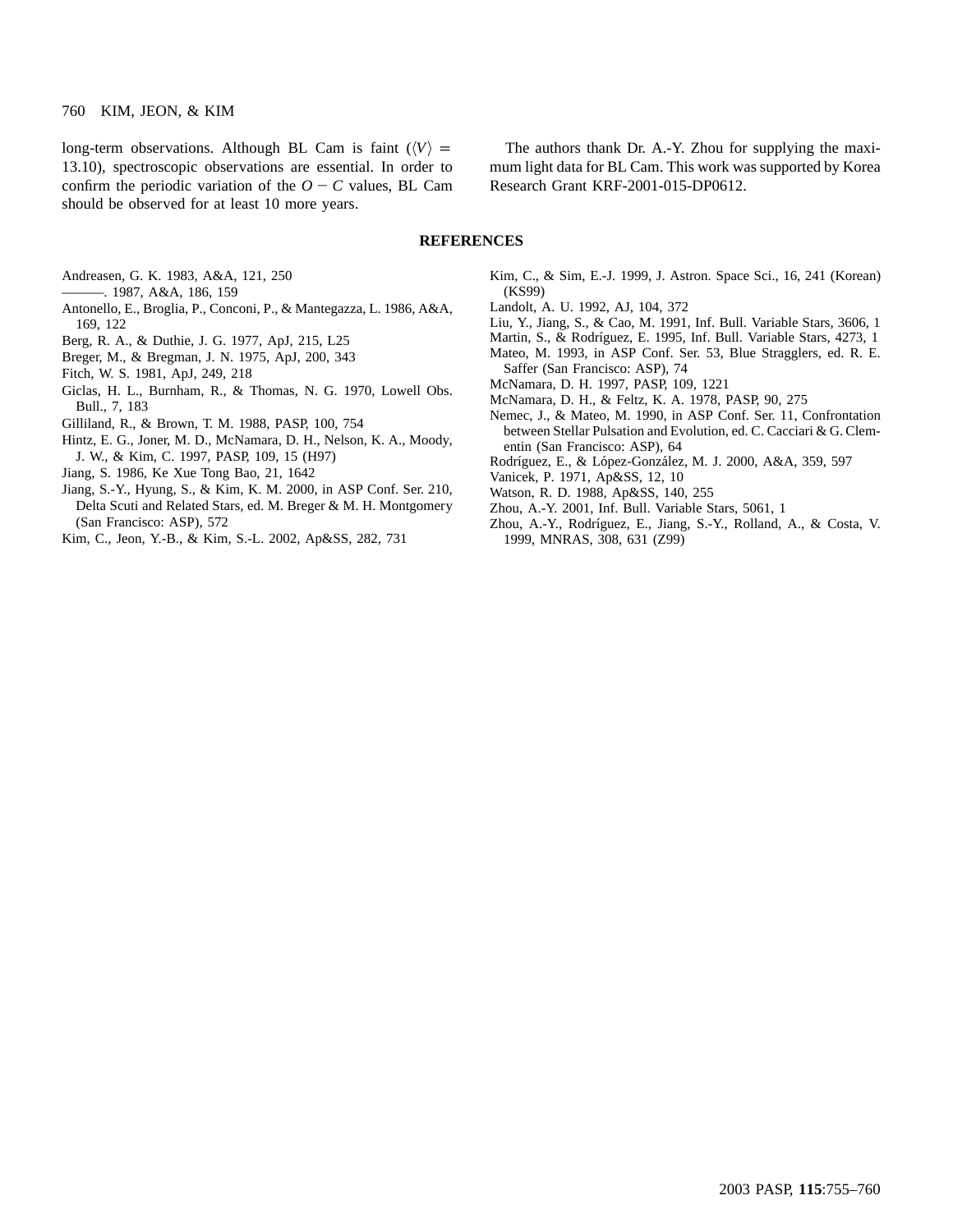long-term observations. Although BL Cam is faint ($\langle V \rangle = 13.10$), spectroscopic observations are essential. In order to confirm the periodic variation of the $O - C$ values, BL Cam should be observed for at least 10 more years.

The authors thank Dr. A.-Y. Zhou for supplying the maximum light data for BL Cam. This work was supported by Korea Research Grant KRF-2001-015-DP0612.

## REFERENCES

Andreasen, G. K. 1983, A&A, 121, 250

———. 1987, A&A, 186, 159

Antonello, E., Broglia, P., Conconi, P., & Mantegazza, L. 1986, A&A, 169, 122

Berg, R. A., & Duthie, J. G. 1977, ApJ, 215, L25

Breger, M., & Bregman, J. N. 1975, ApJ, 200, 343

Fitch, W. S. 1981, ApJ, 249, 218

Giclas, H. L., Burnham, R., & Thomas, N. G. 1970, Lowell Obs. Bull., 7, 183

Gilliland, R., & Brown, T. M. 1988, PASP, 100, 754

Hintz, E. G., Joner, M. D., McNamara, D. H., Nelson, K. A., Moody, J. W., & Kim, C. 1997, PASP, 109, 15 (H97)

Jiang, S. 1986, Ke Xue Tong Bao, 21, 1642

Jiang, S.-Y., Hyung, S., & Kim, K. M. 2000, in ASP Conf. Ser. 210, Delta Scuti and Related Stars, ed. M. Breger & M. H. Montgomery (San Francisco: ASP), 572

Kim, C., Jeon, Y.-B., & Kim, S.-L. 2002, Ap&SS, 282, 731

Kim, C., & Sim, E.-J. 1999, J. Astron. Space Sci., 16, 241 (Korean) (KS99)

Landolt, A. U. 1992, AJ, 104, 372

Liu, Y., Jiang, S., & Cao, M. 1991, Inf. Bull. Variable Stars, 3606, 1

Martin, S., & Rodríguez, E. 1995, Inf. Bull. Variable Stars, 4273, 1

Mateo, M. 1993, in ASP Conf. Ser. 53, Blue Stragglers, ed. R. E. Saffer (San Francisco: ASP), 74

McNamara, D. H. 1997, PASP, 109, 1221

McNamara, D. H., & Feltz, K. A. 1978, PASP, 90, 275

Nemec, J., & Mateo, M. 1990, in ASP Conf. Ser. 11, Confrontation between Stellar Pulsation and Evolution, ed. C. Cacciari & G. Clementin (San Francisco: ASP), 64

Rodríguez, E., & López-González, M. J. 2000, A&A, 359, 597

Vanicek, P. 1971, Ap&SS, 12, 10

Watson, R. D. 1988, Ap&SS, 140, 255

Zhou, A.-Y. 2001, Inf. Bull. Variable Stars, 5061, 1

Zhou, A.-Y., Rodríguez, E., Jiang, S.-Y., Rolland, A., & Costa, V. 1999, MNRAS, 308, 631 (Z99)